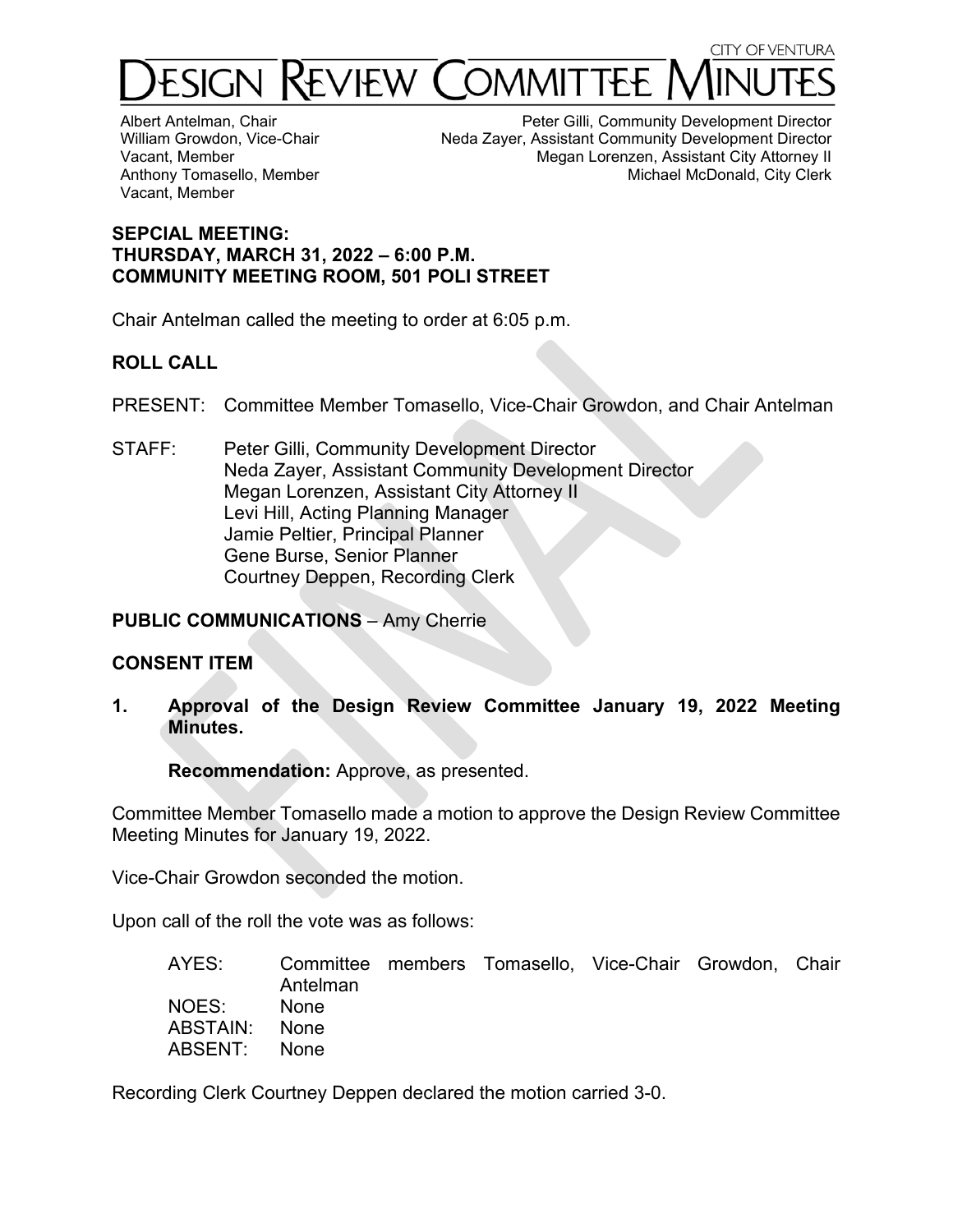CITY OF VENTURA

# DESIGN REVIEW COMMITTEE MINUTES

Albert Antelman, Chair
William Growdon, Vice-Chair
Vacant, Member
Anthony Tomasello, Member
Vacant, Member

Peter Gilli, Community Development Director
Neda Zayer, Assistant Community Development Director
Megan Lorenzen, Assistant City Attorney II
Michael McDonald, City Clerk

**SEPCIAL MEETING:**
**THURSDAY, MARCH 31, 2022 – 6:00 P.M.**
**COMMUNITY MEETING ROOM, 501 POLI STREET**

Chair Antelman called the meeting to order at 6:05 p.m.

## ROLL CALL

PRESENT: Committee Member Tomasello, Vice-Chair Growdon, and Chair Antelman

STAFF: Peter Gilli, Community Development Director
Neda Zayer, Assistant Community Development Director
Megan Lorenzen, Assistant City Attorney II
Levi Hill, Acting Planning Manager
Jamie Peltier, Principal Planner
Gene Burse, Senior Planner
Courtney Deppen, Recording Clerk

**PUBLIC COMMUNICATIONS** – Amy Cherrie

## CONSENT ITEM

**1. Approval of the Design Review Committee January 19, 2022 Meeting Minutes.**

**Recommendation:** Approve, as presented.

Committee Member Tomasello made a motion to approve the Design Review Committee Meeting Minutes for January 19, 2022.

Vice-Chair Growdon seconded the motion.

Upon call of the roll the vote was as follows:

AYES: Committee members Tomasello, Vice-Chair Growdon, Chair Antelman
NOES: None
ABSTAIN: None
ABSENT: None

Recording Clerk Courtney Deppen declared the motion carried 3-0.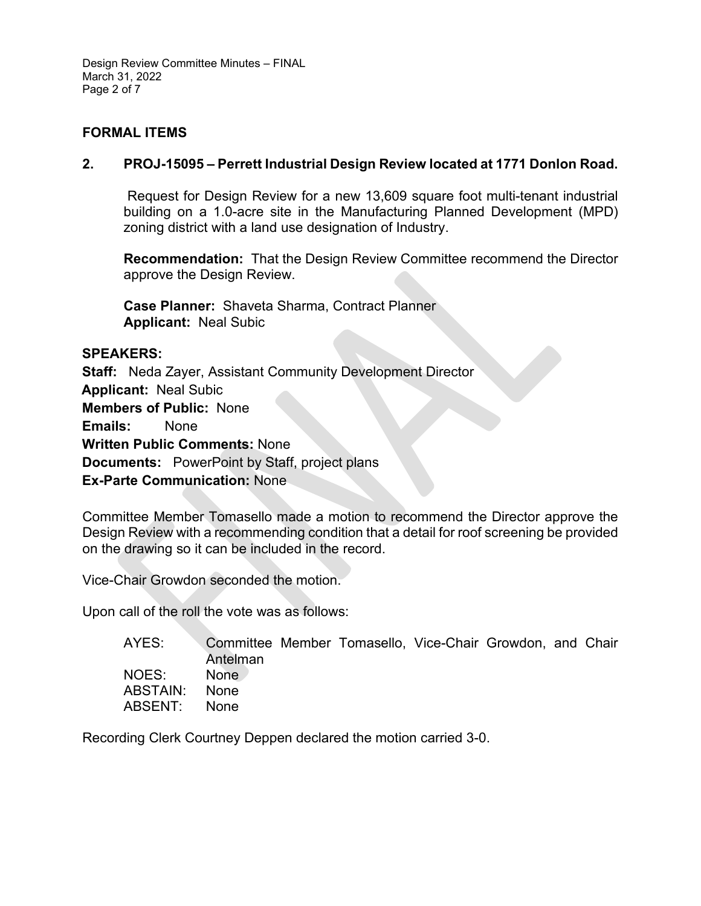## FORMAL ITEMS

### 2. PROJ-15095 – Perrett Industrial Design Review located at 1771 Donlon Road.

Request for Design Review for a new 13,609 square foot multi-tenant industrial building on a 1.0-acre site in the Manufacturing Planned Development (MPD) zoning district with a land use designation of Industry.

**Recommendation:** That the Design Review Committee recommend the Director approve the Design Review.

**Case Planner:** Shaveta Sharma, Contract Planner
**Applicant:** Neal Subic

**SPEAKERS:**
**Staff:** Neda Zayer, Assistant Community Development Director
**Applicant:** Neal Subic
**Members of Public:** None
**Emails:** None
**Written Public Comments:** None
**Documents:** PowerPoint by Staff, project plans
**Ex-Parte Communication:** None

Committee Member Tomasello made a motion to recommend the Director approve the Design Review with a recommending condition that a detail for roof screening be provided on the drawing so it can be included in the record.

Vice-Chair Growdon seconded the motion.

Upon call of the roll the vote was as follows:

AYES: Committee Member Tomasello, Vice-Chair Growdon, and Chair Antelman
NOES: None
ABSTAIN: None
ABSENT: None

Recording Clerk Courtney Deppen declared the motion carried 3-0.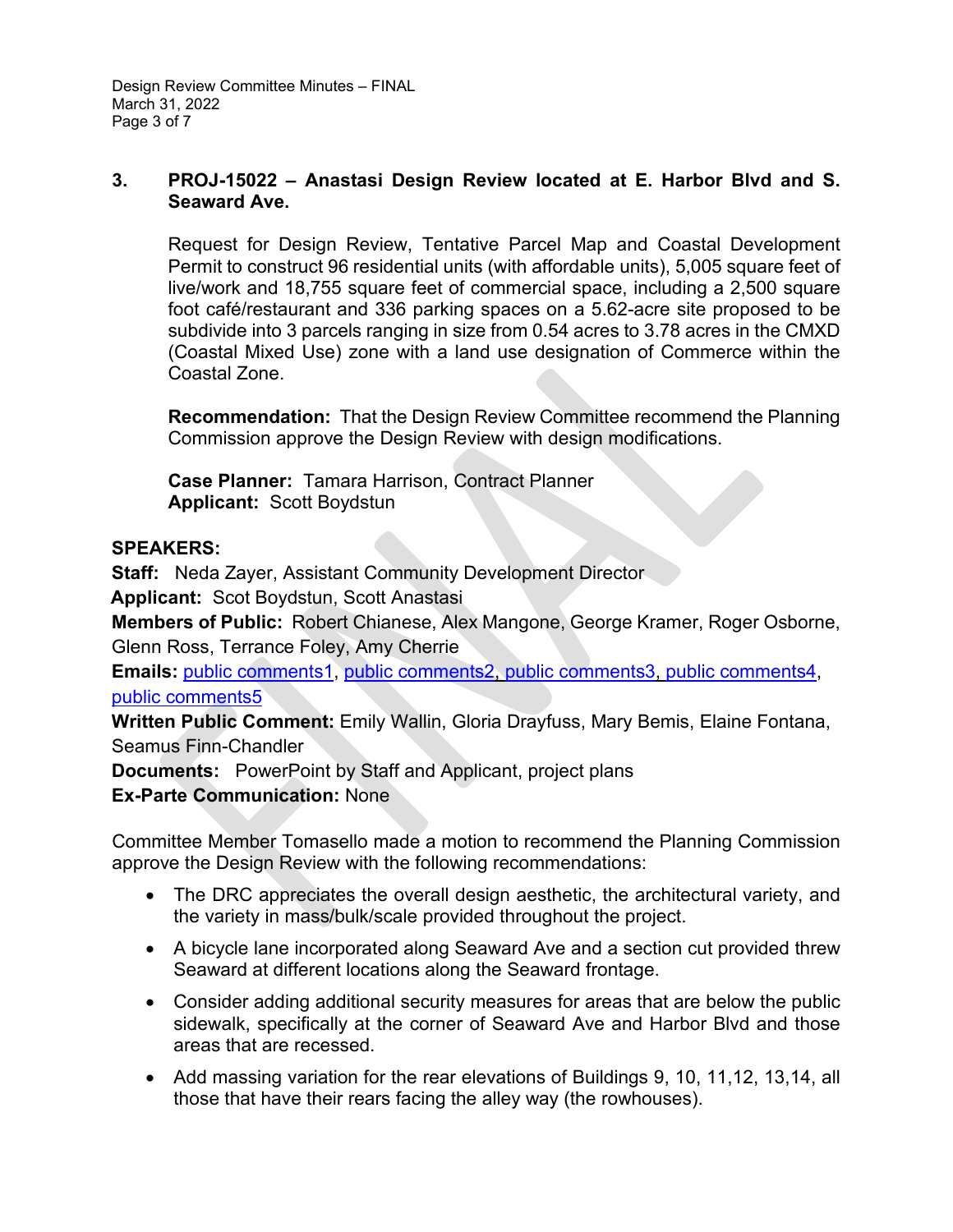**3. PROJ-15022 – Anastasi Design Review located at E. Harbor Blvd and S. Seaward Ave.**

Request for Design Review, Tentative Parcel Map and Coastal Development Permit to construct 96 residential units (with affordable units), 5,005 square feet of live/work and 18,755 square feet of commercial space, including a 2,500 square foot café/restaurant and 336 parking spaces on a 5.62-acre site proposed to be subdivide into 3 parcels ranging in size from 0.54 acres to 3.78 acres in the CMXD (Coastal Mixed Use) zone with a land use designation of Commerce within the Coastal Zone.

**Recommendation:** That the Design Review Committee recommend the Planning Commission approve the Design Review with design modifications.

**Case Planner:** Tamara Harrison, Contract Planner
**Applicant:** Scott Boydstun

**SPEAKERS:**
**Staff:** Neda Zayer, Assistant Community Development Director
**Applicant:** Scot Boydstun, Scott Anastasi
**Members of Public:** Robert Chianese, Alex Mangone, George Kramer, Roger Osborne, Glenn Ross, Terrance Foley, Amy Cherrie
**Emails:** public comments1, public comments2, public comments3, public comments4, public comments5
**Written Public Comment:** Emily Wallin, Gloria Drayfuss, Mary Bemis, Elaine Fontana, Seamus Finn-Chandler
**Documents:** PowerPoint by Staff and Applicant, project plans
**Ex-Parte Communication:** None

Committee Member Tomasello made a motion to recommend the Planning Commission approve the Design Review with the following recommendations:

- The DRC appreciates the overall design aesthetic, the architectural variety, and the variety in mass/bulk/scale provided throughout the project.
- A bicycle lane incorporated along Seaward Ave and a section cut provided threw Seaward at different locations along the Seaward frontage.
- Consider adding additional security measures for areas that are below the public sidewalk, specifically at the corner of Seaward Ave and Harbor Blvd and those areas that are recessed.
- Add massing variation for the rear elevations of Buildings 9, 10, 11,12, 13,14, all those that have their rears facing the alley way (the rowhouses).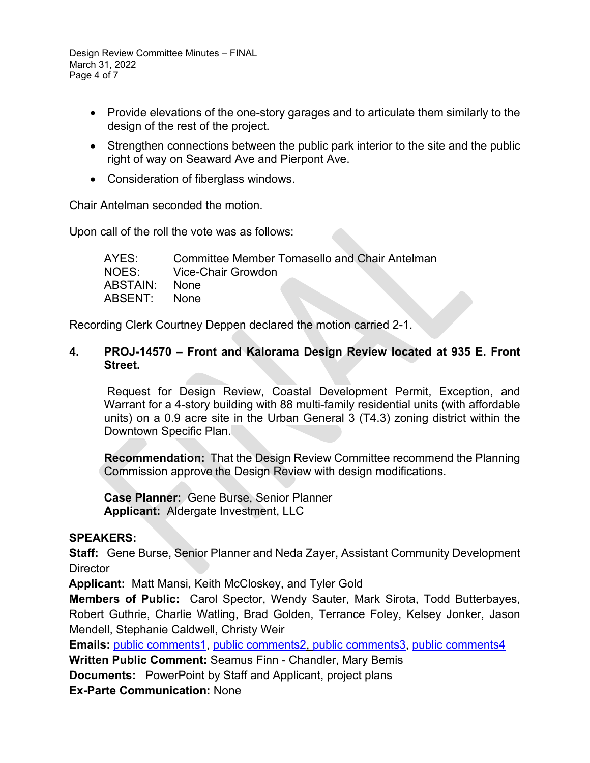- Provide elevations of the one-story garages and to articulate them similarly to the design of the rest of the project.
- Strengthen connections between the public park interior to the site and the public right of way on Seaward Ave and Pierpont Ave.
- Consideration of fiberglass windows.

Chair Antelman seconded the motion.

Upon call of the roll the vote was as follows:

AYES: Committee Member Tomasello and Chair Antelman
NOES: Vice-Chair Growdon
ABSTAIN: None
ABSENT: None

Recording Clerk Courtney Deppen declared the motion carried 2-1.

**4. PROJ-14570 – Front and Kalorama Design Review located at 935 E. Front Street.**

Request for Design Review, Coastal Development Permit, Exception, and Warrant for a 4-story building with 88 multi-family residential units (with affordable units) on a 0.9 acre site in the Urban General 3 (T4.3) zoning district within the Downtown Specific Plan.

**Recommendation:** That the Design Review Committee recommend the Planning Commission approve the Design Review with design modifications.

**Case Planner:** Gene Burse, Senior Planner
**Applicant:** Aldergate Investment, LLC

**SPEAKERS:**
**Staff:** Gene Burse, Senior Planner and Neda Zayer, Assistant Community Development Director
**Applicant:** Matt Mansi, Keith McCloskey, and Tyler Gold
**Members of Public:** Carol Spector, Wendy Sauter, Mark Sirota, Todd Butterbayes, Robert Guthrie, Charlie Watling, Brad Golden, Terrance Foley, Kelsey Jonker, Jason Mendell, Stephanie Caldwell, Christy Weir
**Emails:** public comments1, public comments2, public comments3, public comments4
**Written Public Comment:** Seamus Finn - Chandler, Mary Bemis
**Documents:** PowerPoint by Staff and Applicant, project plans
**Ex-Parte Communication:** None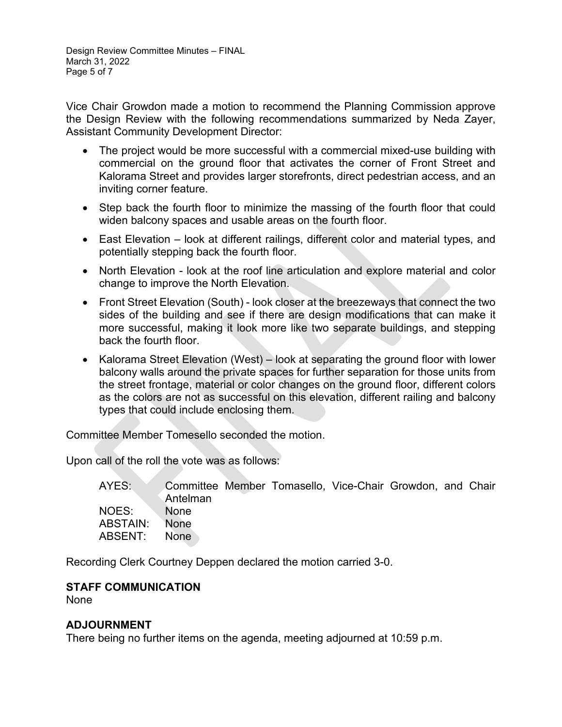Vice Chair Growdon made a motion to recommend the Planning Commission approve the Design Review with the following recommendations summarized by Neda Zayer, Assistant Community Development Director:

- The project would be more successful with a commercial mixed-use building with commercial on the ground floor that activates the corner of Front Street and Kalorama Street and provides larger storefronts, direct pedestrian access, and an inviting corner feature.
- Step back the fourth floor to minimize the massing of the fourth floor that could widen balcony spaces and usable areas on the fourth floor.
- East Elevation – look at different railings, different color and material types, and potentially stepping back the fourth floor.
- North Elevation - look at the roof line articulation and explore material and color change to improve the North Elevation.
- Front Street Elevation (South) - look closer at the breezeways that connect the two sides of the building and see if there are design modifications that can make it more successful, making it look more like two separate buildings, and stepping back the fourth floor.
- Kalorama Street Elevation (West) – look at separating the ground floor with lower balcony walls around the private spaces for further separation for those units from the street frontage, material or color changes on the ground floor, different colors as the colors are not as successful on this elevation, different railing and balcony types that could include enclosing them.

Committee Member Tomesello seconded the motion.

Upon call of the roll the vote was as follows:

| | |
|---|---|
| AYES: | Committee Member Tomasello, Vice-Chair Growdon, and Chair Antelman |
| NOES: | None |
| ABSTAIN: | None |
| ABSENT: | None |

Recording Clerk Courtney Deppen declared the motion carried 3-0.

**STAFF COMMUNICATION**

None

**ADJOURNMENT**

There being no further items on the agenda, meeting adjourned at 10:59 p.m.